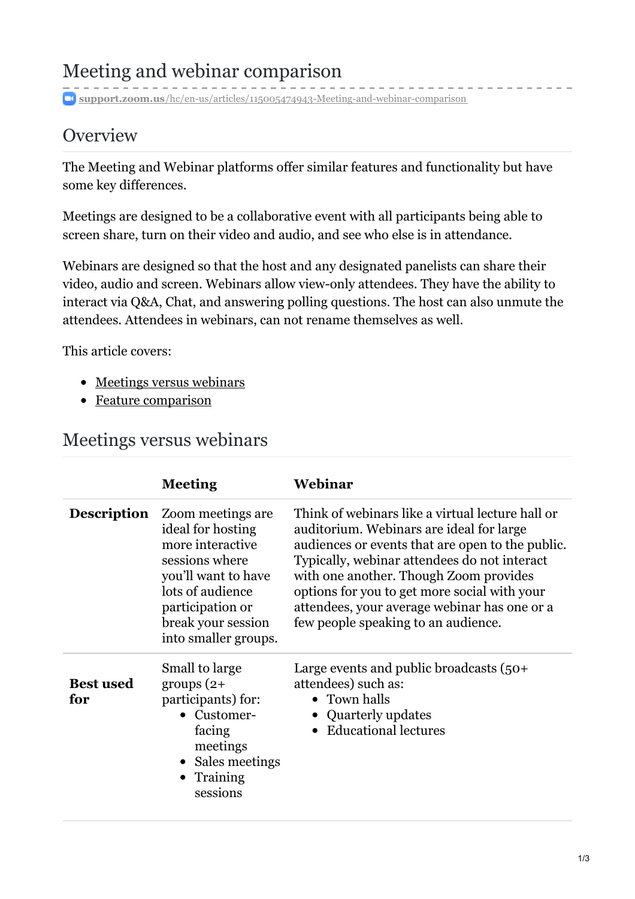# Meeting and webinar comparison

support.zoom.us/hc/en-us/articles/115005474943-Meeting-and-webinar-comparison

## Overview

The Meeting and Webinar platforms offer similar features and functionality but have some key differences.

Meetings are designed to be a collaborative event with all participants being able to screen share, turn on their video and audio, and see who else is in attendance.

Webinars are designed so that the host and any designated panelists can share their video, audio and screen. Webinars allow view-only attendees. They have the ability to interact via Q&A, Chat, and answering polling questions. The host can also unmute the attendees. Attendees in webinars, can not rename themselves as well.

This article covers:

- Meetings versus webinars
- Feature comparison

## Meetings versus webinars

| | Meeting | Webinar |
|---|---|---|
| **Description** | Zoom meetings are ideal for hosting more interactive sessions where you'll want to have lots of audience participation or break your session into smaller groups. | Think of webinars like a virtual lecture hall or auditorium. Webinars are ideal for large audiences or events that are open to the public. Typically, webinar attendees do not interact with one another. Though Zoom provides options for you to get more social with your attendees, your average webinar has one or a few people speaking to an audience. |
| **Best used for** | Small to large groups (2+ participants) for:<br>• Customer-facing meetings<br>• Sales meetings<br>• Training sessions | Large events and public broadcasts (50+ attendees) such as:<br>• Town halls<br>• Quarterly updates<br>• Educational lectures |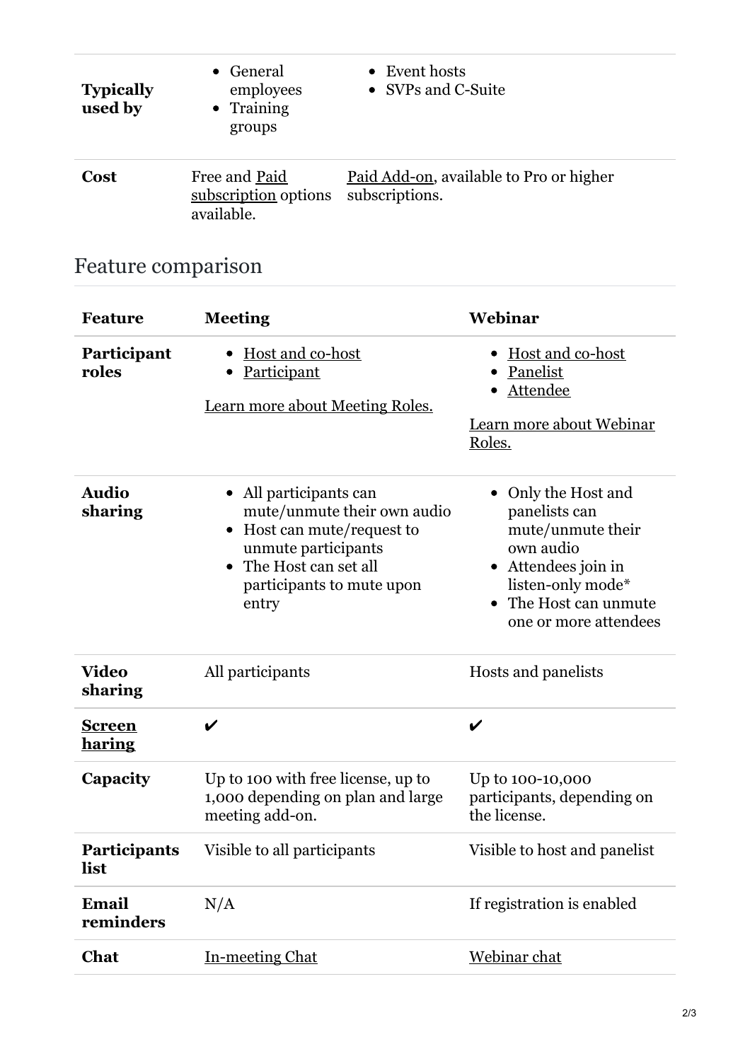| | | |
|---|---|---|
| **Typically used by** | - General employees<br>- Training groups | - Event hosts<br>- SVPs and C-Suite |
| **Cost** | Free and Paid subscription options available. | Paid Add-on, available to Pro or higher subscriptions. |

## Feature comparison

| Feature | Meeting | Webinar |
|---|---|---|
| **Participant roles** | - Host and co-host<br>- Participant<br><br>Learn more about Meeting Roles. | - Host and co-host<br>- Panelist<br>- Attendee<br><br>Learn more about Webinar Roles. |
| **Audio sharing** | - All participants can mute/unmute their own audio<br>- Host can mute/request to unmute participants<br>- The Host can set all participants to mute upon entry | - Only the Host and panelists can mute/unmute their own audio<br>- Attendees join in listen-only mode*<br>- The Host can unmute one or more attendees |
| **Video sharing** | All participants | Hosts and panelists |
| **Screen haring** | ✔ | ✔ |
| **Capacity** | Up to 100 with free license, up to 1,000 depending on plan and large meeting add-on. | Up to 100-10,000 participants, depending on the license. |
| **Participants list** | Visible to all participants | Visible to host and panelist |
| **Email reminders** | N/A | If registration is enabled |
| **Chat** | In-meeting Chat | Webinar chat |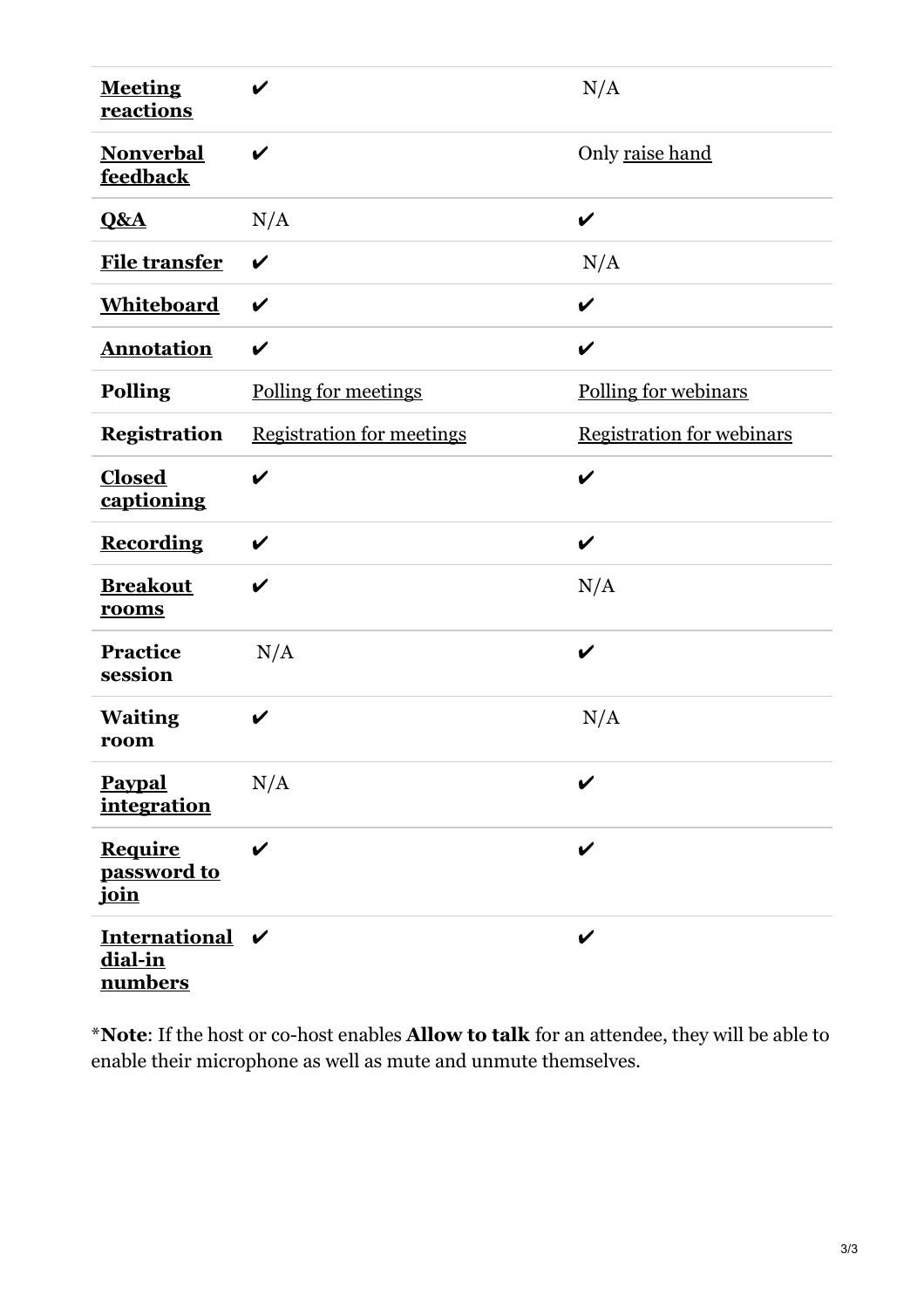| | | |
|---|---|---|
| **Meeting reactions** | ✔ | N/A |
| **Nonverbal feedback** | ✔ | Only raise hand |
| **Q&A** | N/A | ✔ |
| **File transfer** | ✔ | N/A |
| **Whiteboard** | ✔ | ✔ |
| **Annotation** | ✔ | ✔ |
| **Polling** | Polling for meetings | Polling for webinars |
| **Registration** | Registration for meetings | Registration for webinars |
| **Closed captioning** | ✔ | ✔ |
| **Recording** | ✔ | ✔ |
| **Breakout rooms** | ✔ | N/A |
| **Practice session** | N/A | ✔ |
| **Waiting room** | ✔ | N/A |
| **Paypal integration** | N/A | ✔ |
| **Require password to join** | ✔ | ✔ |
| **International dial-in numbers** | ✔ | ✔ |

*__Note__: If the host or co-host enables **Allow to talk** for an attendee, they will be able to enable their microphone as well as mute and unmute themselves.